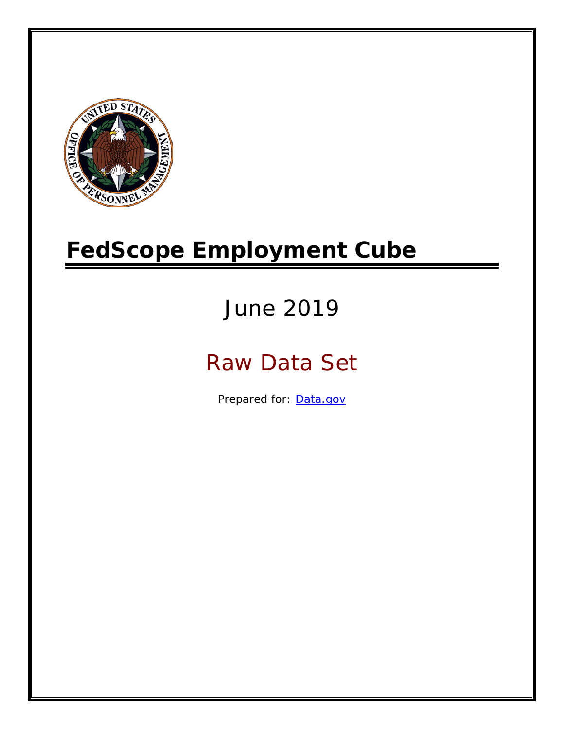# FedScope Employment Cube

June 2019

Raw Data Set

Prepared for: [Data.gov](Data.gov)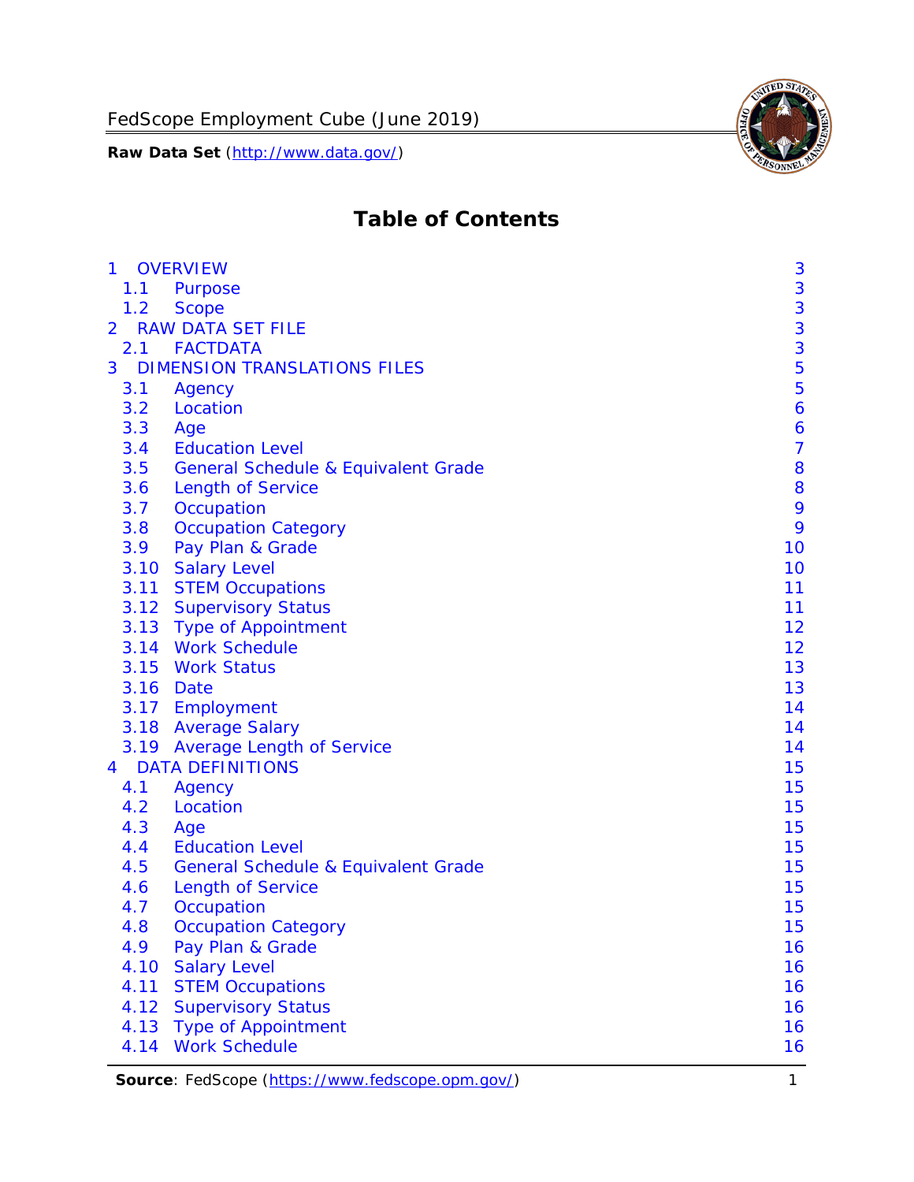# Table of Contents

- 1 OVERVIEW — 3
  - 1.1 Purpose — 3
  - 1.2 Scope — 3
- 2 RAW DATA SET FILE — 3
  - 2.1 FACTDATA — 3
- 3 DIMENSION TRANSLATIONS FILES — 5
  - 3.1 Agency — 5
  - 3.2 Location — 6
  - 3.3 Age — 6
  - 3.4 Education Level — 7
  - 3.5 General Schedule & Equivalent Grade — 8
  - 3.6 Length of Service — 8
  - 3.7 Occupation — 9
  - 3.8 Occupation Category — 9
  - 3.9 Pay Plan & Grade — 10
  - 3.10 Salary Level — 10
  - 3.11 STEM Occupations — 11
  - 3.12 Supervisory Status — 11
  - 3.13 Type of Appointment — 12
  - 3.14 Work Schedule — 12
  - 3.15 Work Status — 13
  - 3.16 Date — 13
  - 3.17 Employment — 14
  - 3.18 Average Salary — 14
  - 3.19 Average Length of Service — 14
- 4 DATA DEFINITIONS — 15
  - 4.1 Agency — 15
  - 4.2 Location — 15
  - 4.3 Age — 15
  - 4.4 Education Level — 15
  - 4.5 General Schedule & Equivalent Grade — 15
  - 4.6 Length of Service — 15
  - 4.7 Occupation — 15
  - 4.8 Occupation Category — 15
  - 4.9 Pay Plan & Grade — 16
  - 4.10 Salary Level — 16
  - 4.11 STEM Occupations — 16
  - 4.12 Supervisory Status — 16
  - 4.13 Type of Appointment — 16
  - 4.14 Work Schedule — 16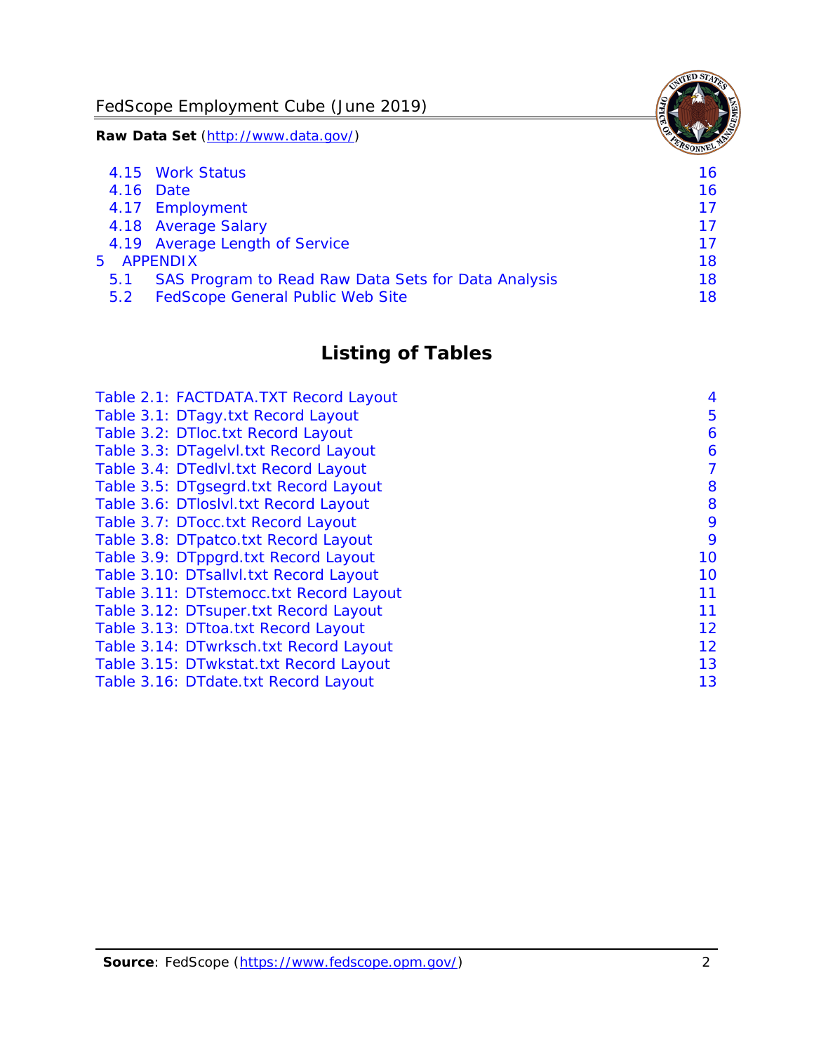4.15 Work Status 16
4.16 Date 16
4.17 Employment 17
4.18 Average Salary 17
4.19 Average Length of Service 17
5 APPENDIX 18
5.1 SAS Program to Read Raw Data Sets for Data Analysis 18
5.2 FedScope General Public Web Site 18

## Listing of Tables

Table 2.1: FACTDATA.TXT Record Layout 4
Table 3.1: DTagy.txt Record Layout 5
Table 3.2: DTloc.txt Record Layout 6
Table 3.3: DTagelvl.txt Record Layout 6
Table 3.4: DTedlvl.txt Record Layout 7
Table 3.5: DTgsegrd.txt Record Layout 8
Table 3.6: DTloslvl.txt Record Layout 8
Table 3.7: DTocc.txt Record Layout 9
Table 3.8: DTpatco.txt Record Layout 9
Table 3.9: DTppgrd.txt Record Layout 10
Table 3.10: DTsallvl.txt Record Layout 10
Table 3.11: DTstemocc.txt Record Layout 11
Table 3.12: DTsuper.txt Record Layout 11
Table 3.13: DTtoa.txt Record Layout 12
Table 3.14: DTwrksch.txt Record Layout 12
Table 3.15: DTwkstat.txt Record Layout 13
Table 3.16: DTdate.txt Record Layout 13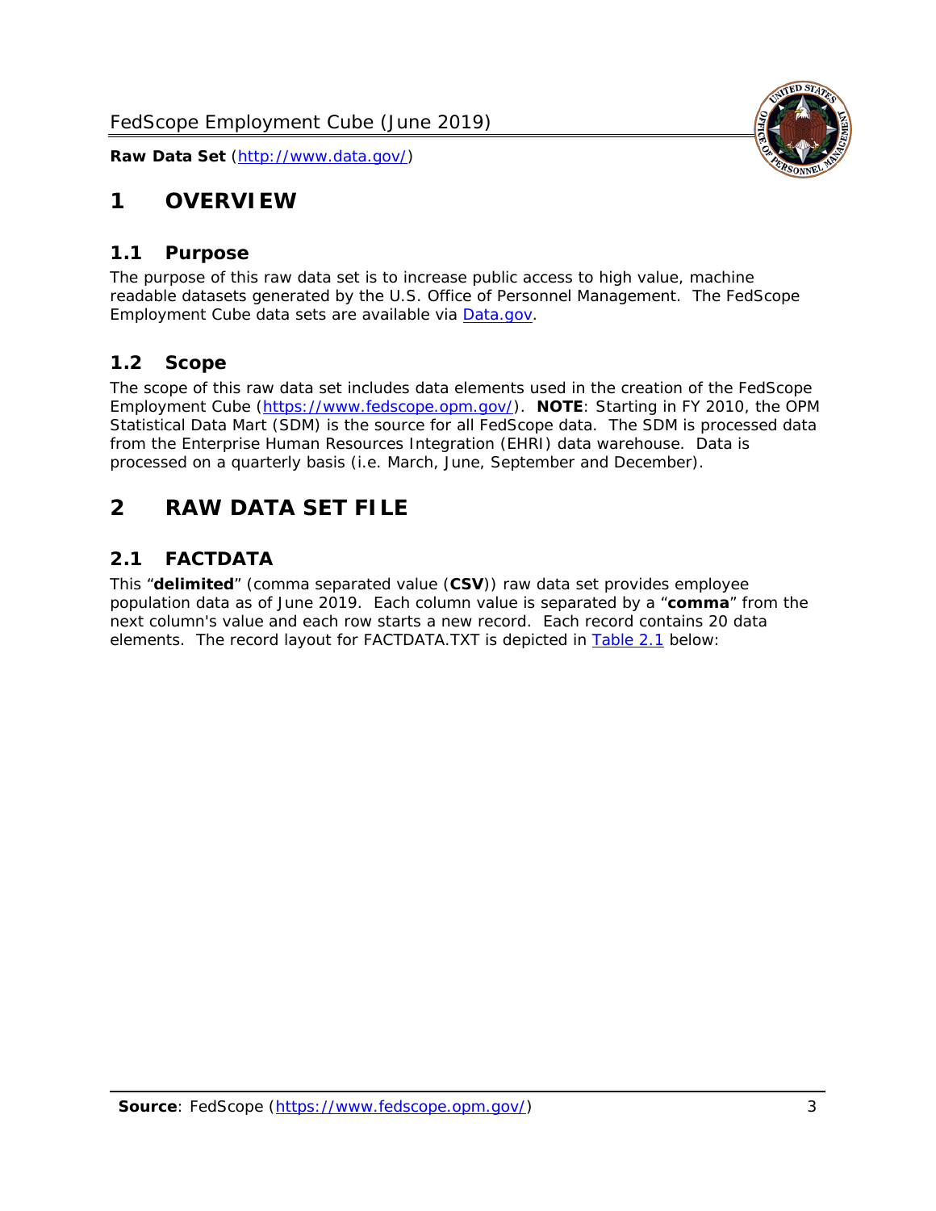# 1 OVERVIEW

## 1.1 Purpose

The purpose of this raw data set is to increase public access to high value, machine readable datasets generated by the U.S. Office of Personnel Management. The FedScope Employment Cube data sets are available via [Data.gov](http://www.data.gov/).

## 1.2 Scope

The scope of this raw data set includes data elements used in the creation of the FedScope Employment Cube ([https://www.fedscope.opm.gov/](https://www.fedscope.opm.gov/)). **NOTE**: Starting in FY 2010, the OPM Statistical Data Mart (SDM) is the source for all FedScope data. The SDM is processed data from the Enterprise Human Resources Integration (EHRI) data warehouse. Data is processed on a quarterly basis (i.e. March, June, September and December).

# 2 RAW DATA SET FILE

## 2.1 FACTDATA

This "**delimited**" (comma separated value (**CSV**)) raw data set provides employee population data as of June 2019. Each column value is separated by a "**comma**" from the next column's value and each row starts a new record. Each record contains 20 data elements. The record layout for FACTDATA.TXT is depicted in Table 2.1 below: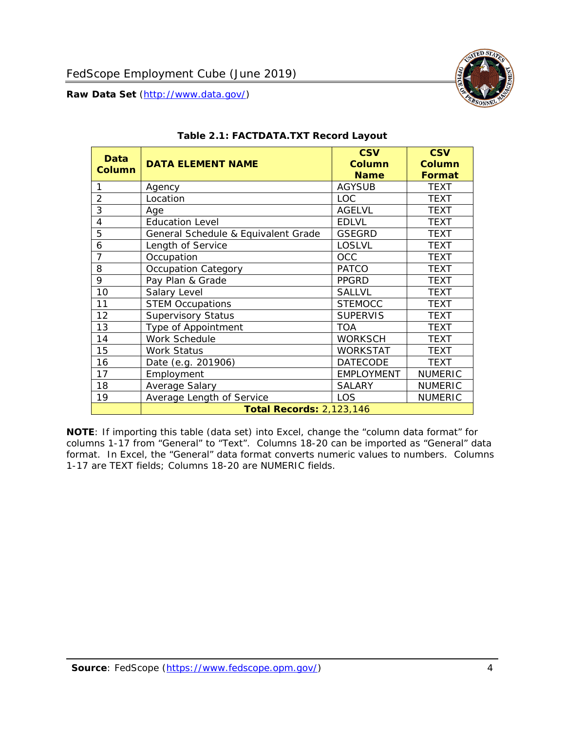**Table 2.1: FACTDATA.TXT Record Layout**

| Data Column | DATA ELEMENT NAME | CSV Column Name | CSV Column Format |
|---|---|---|---|
| 1 | Agency | AGYSUB | TEXT |
| 2 | Location | LOC | TEXT |
| 3 | Age | AGELVL | TEXT |
| 4 | Education Level | EDLVL | TEXT |
| 5 | General Schedule & Equivalent Grade | GSEGRD | TEXT |
| 6 | Length of Service | LOSLVL | TEXT |
| 7 | Occupation | OCC | TEXT |
| 8 | Occupation Category | PATCO | TEXT |
| 9 | Pay Plan & Grade | PPGRD | TEXT |
| 10 | Salary Level | SALLVL | TEXT |
| 11 | STEM Occupations | STEMOCC | TEXT |
| 12 | Supervisory Status | SUPERVIS | TEXT |
| 13 | Type of Appointment | TOA | TEXT |
| 14 | Work Schedule | WORKSCH | TEXT |
| 15 | Work Status | WORKSTAT | TEXT |
| 16 | Date (e.g. 201906) | DATECODE | TEXT |
| 17 | Employment | EMPLOYMENT | NUMERIC |
| 18 | Average Salary | SALARY | NUMERIC |
| 19 | Average Length of Service | LOS | NUMERIC |
| | **Total Records:** 2,123,146 | | |

**NOTE**: If importing this table (data set) into Excel, change the "column data format" for columns 1-17 from "General" to "Text". Columns 18-20 can be imported as "General" data format. In Excel, the "General" data format converts numeric values to numbers. Columns 1-17 are TEXT fields; Columns 18-20 are NUMERIC fields.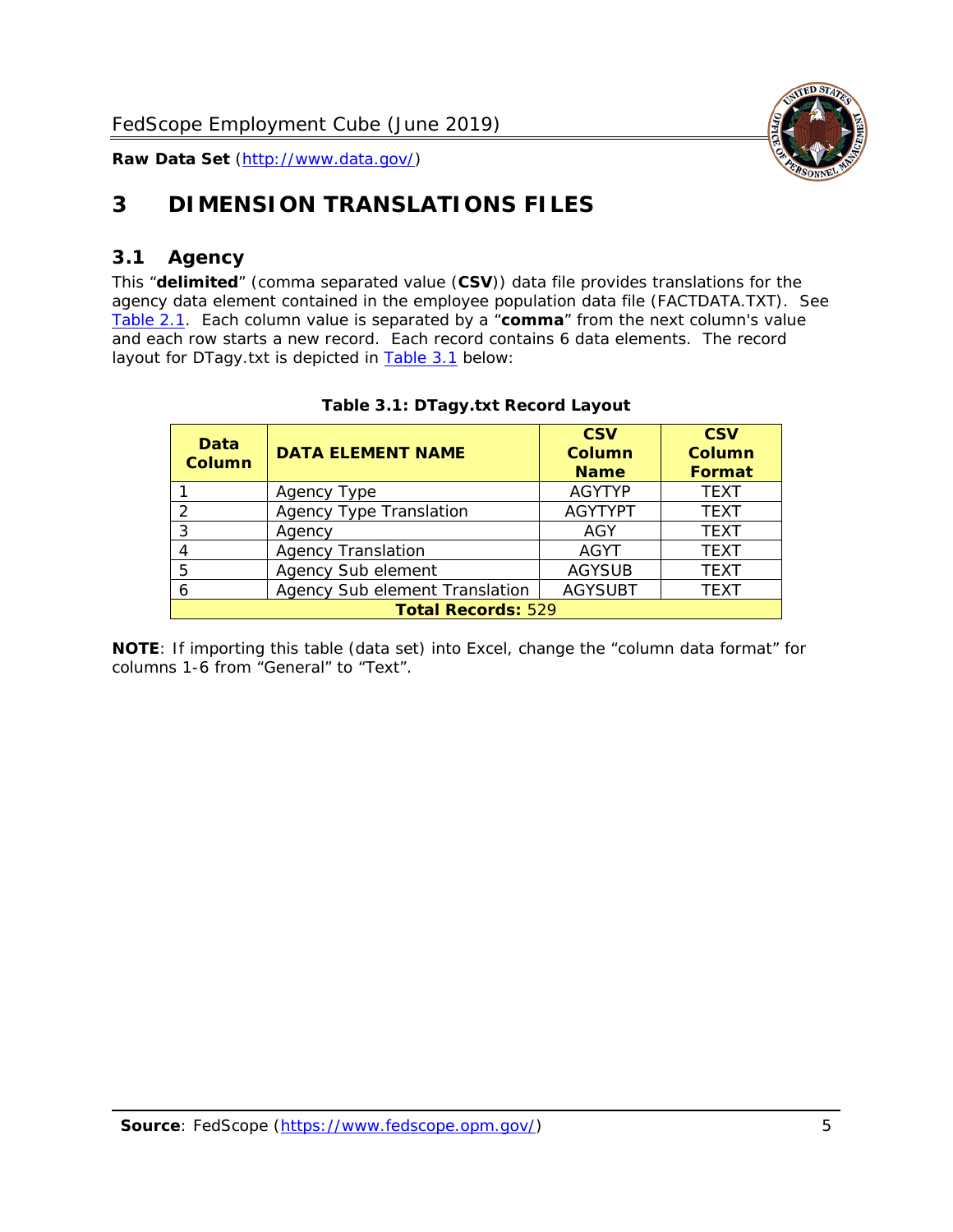# 3 DIMENSION TRANSLATIONS FILES

## 3.1 Agency

This "**delimited**" (comma separated value (**CSV**)) data file provides translations for the agency data element contained in the employee population data file (FACTDATA.TXT). See Table 2.1. Each column value is separated by a "**comma**" from the next column's value and each row starts a new record. Each record contains 6 data elements. The record layout for DTagy.txt is depicted in Table 3.1 below:

**Table 3.1: DTagy.txt Record Layout**

| Data Column | DATA ELEMENT NAME | CSV Column Name | CSV Column Format |
|---|---|---|---|
| 1 | Agency Type | AGYTYP | TEXT |
| 2 | Agency Type Translation | AGYTYPT | TEXT |
| 3 | Agency | AGY | TEXT |
| 4 | Agency Translation | AGYT | TEXT |
| 5 | Agency Sub element | AGYSUB | TEXT |
| 6 | Agency Sub element Translation | AGYSUBT | TEXT |
| **Total Records:** 529 | | | |

**NOTE**: If importing this table (data set) into Excel, change the "column data format" for columns 1-6 from "General" to "Text".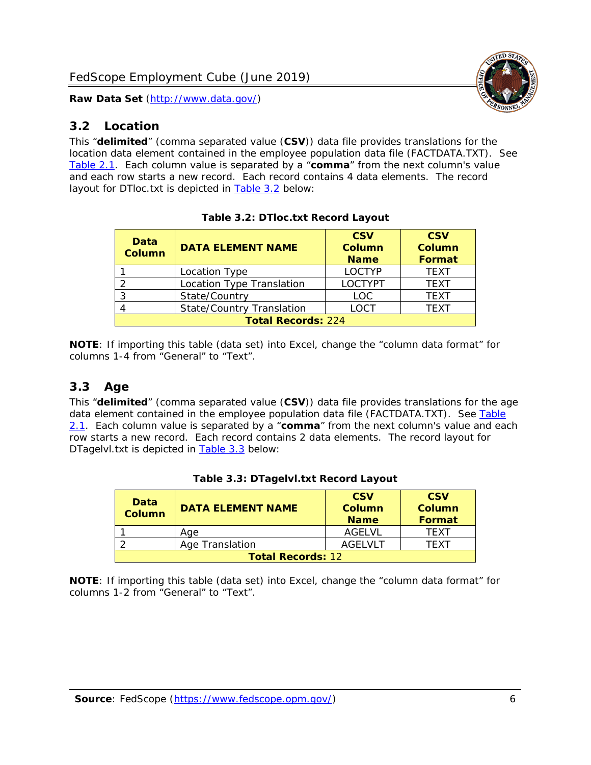## 3.2 Location

This “**delimited**” (comma separated value (**CSV**)) data file provides translations for the location data element contained in the employee population data file (FACTDATA.TXT). See Table 2.1. Each column value is separated by a “**comma**” from the next column's value and each row starts a new record. Each record contains 4 data elements. The record layout for DTloc.txt is depicted in Table 3.2 below:

**Table 3.2: DTloc.txt Record Layout**

| Data Column | DATA ELEMENT NAME | CSV Column Name | CSV Column Format |
|---|---|---|---|
| 1 | Location Type | LOCTYP | TEXT |
| 2 | Location Type Translation | LOCTYPT | TEXT |
| 3 | State/Country | LOC | TEXT |
| 4 | State/Country Translation | LOCT | TEXT |
| **Total Records:** 224 | | | |

**NOTE**: If importing this table (data set) into Excel, change the “column data format” for columns 1-4 from “General” to “Text”.

## 3.3 Age

This “**delimited**” (comma separated value (**CSV**)) data file provides translations for the age data element contained in the employee population data file (FACTDATA.TXT). See Table 2.1. Each column value is separated by a “**comma**” from the next column's value and each row starts a new record. Each record contains 2 data elements. The record layout for DTagelvl.txt is depicted in Table 3.3 below:

**Table 3.3: DTagelvl.txt Record Layout**

| Data Column | DATA ELEMENT NAME | CSV Column Name | CSV Column Format |
|---|---|---|---|
| 1 | Age | AGELVL | TEXT |
| 2 | Age Translation | AGELVLT | TEXT |
| **Total Records:** 12 | | | |

**NOTE**: If importing this table (data set) into Excel, change the “column data format” for columns 1-2 from “General” to “Text”.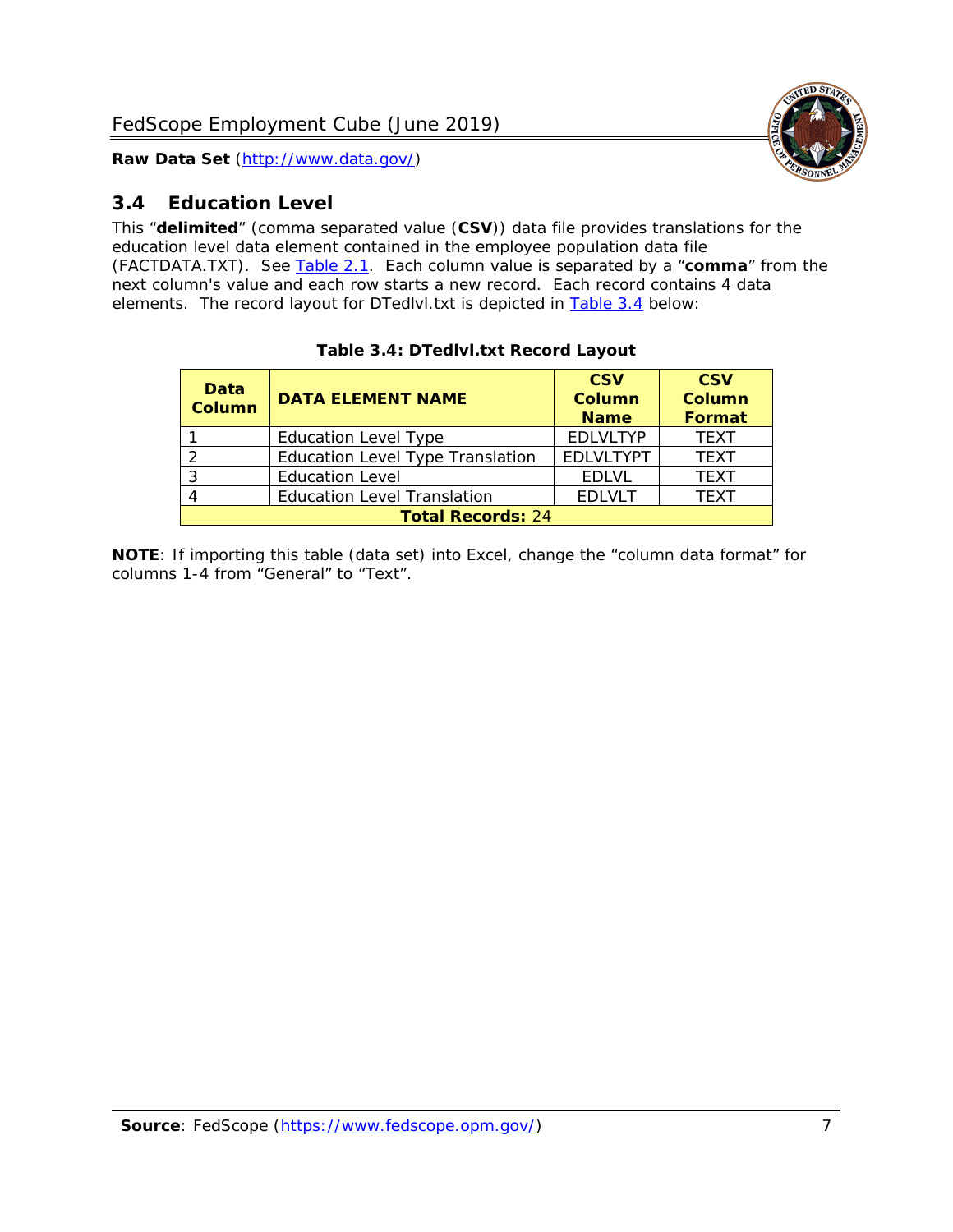## 3.4 Education Level

This "**delimited**" (comma separated value (**CSV**)) data file provides translations for the education level data element contained in the employee population data file (FACTDATA.TXT). See Table 2.1. Each column value is separated by a "**comma**" from the next column's value and each row starts a new record. Each record contains 4 data elements. The record layout for DTedlvl.txt is depicted in Table 3.4 below:

**Table 3.4: DTedlvl.txt Record Layout**

| Data Column | DATA ELEMENT NAME | CSV Column Name | CSV Column Format |
|---|---|---|---|
| 1 | Education Level Type | EDLVLTYP | TEXT |
| 2 | Education Level Type Translation | EDLVLTYPT | TEXT |
| 3 | Education Level | EDLVL | TEXT |
| 4 | Education Level Translation | EDLVLT | TEXT |
| **Total Records:** 24 | | | |

**NOTE**: If importing this table (data set) into Excel, change the "column data format" for columns 1-4 from "General" to "Text".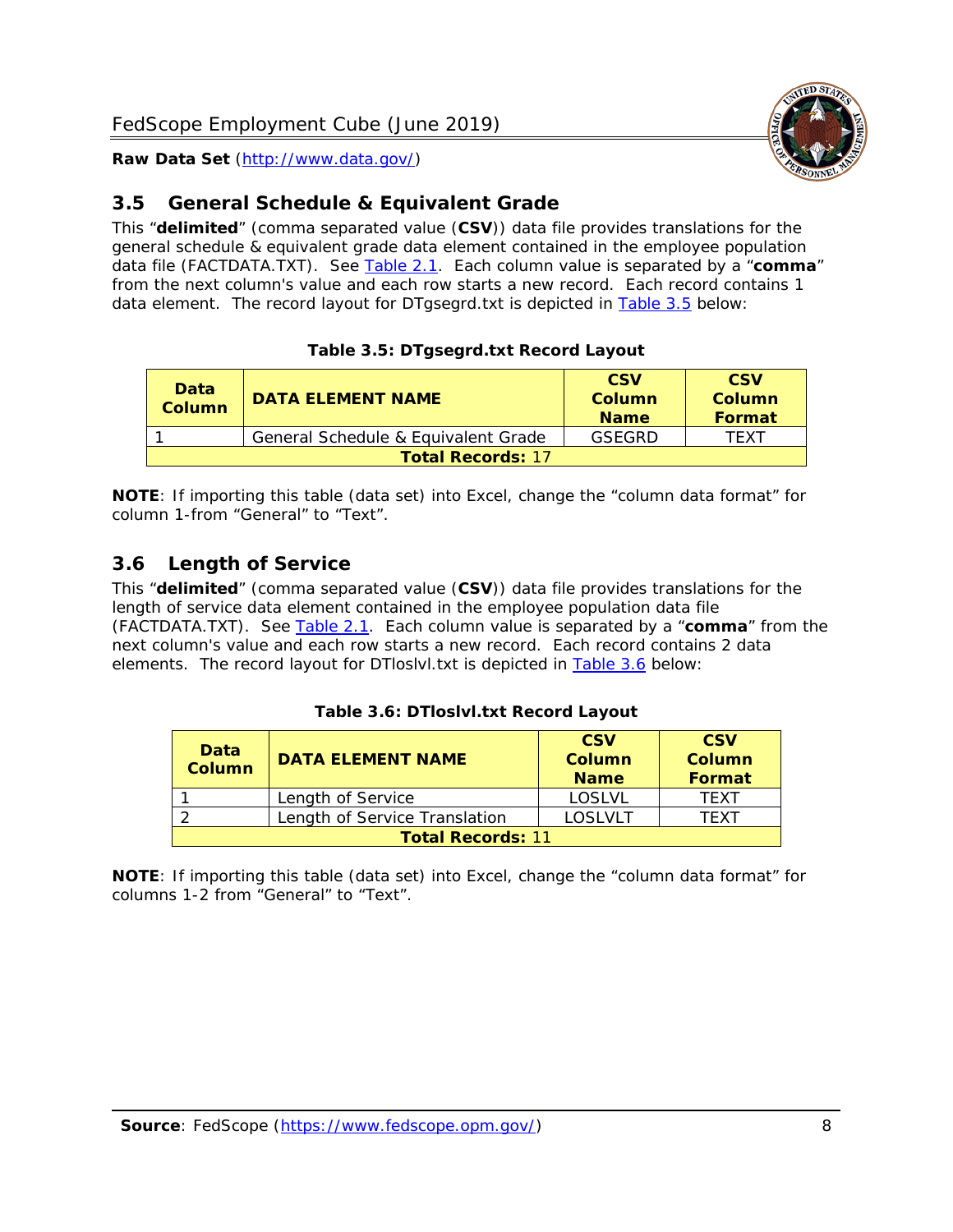## 3.5 General Schedule & Equivalent Grade

This "**delimited**" (comma separated value (**CSV**)) data file provides translations for the general schedule & equivalent grade data element contained in the employee population data file (FACTDATA.TXT). See Table 2.1. Each column value is separated by a "**comma**" from the next column's value and each row starts a new record. Each record contains 1 data element. The record layout for DTgsegrd.txt is depicted in Table 3.5 below:

**Table 3.5: DTgsegrd.txt Record Layout**

| Data Column | DATA ELEMENT NAME | CSV Column Name | CSV Column Format |
|---|---|---|---|
| 1 | General Schedule & Equivalent Grade | GSEGRD | TEXT |
| **Total Records:** 17 | | | |

**NOTE**: If importing this table (data set) into Excel, change the "column data format" for column 1-from "General" to "Text".

## 3.6 Length of Service

This "**delimited**" (comma separated value (**CSV**)) data file provides translations for the length of service data element contained in the employee population data file (FACTDATA.TXT). See Table 2.1. Each column value is separated by a "**comma**" from the next column's value and each row starts a new record. Each record contains 2 data elements. The record layout for DTloslvl.txt is depicted in Table 3.6 below:

**Table 3.6: DTloslvl.txt Record Layout**

| Data Column | DATA ELEMENT NAME | CSV Column Name | CSV Column Format |
|---|---|---|---|
| 1 | Length of Service | LOSLVL | TEXT |
| 2 | Length of Service Translation | LOSLVLT | TEXT |
| **Total Records:** 11 | | | |

**NOTE**: If importing this table (data set) into Excel, change the "column data format" for columns 1-2 from "General" to "Text".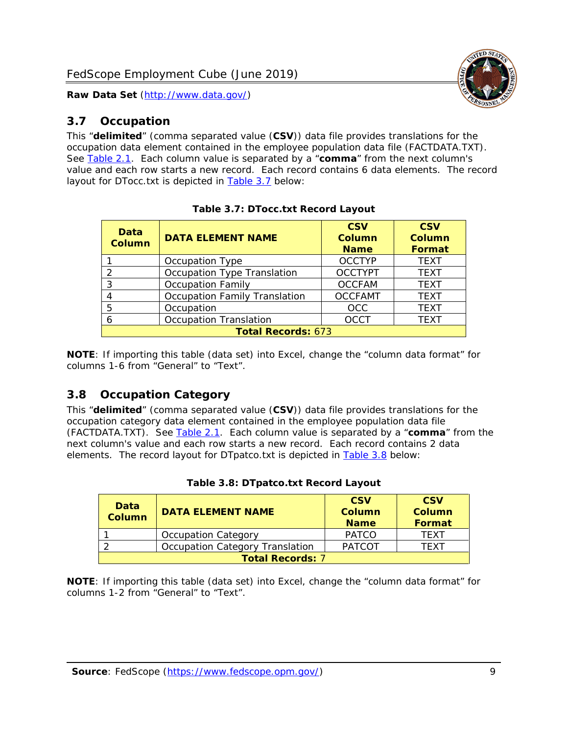## 3.7 Occupation

This "**delimited**" (comma separated value (**CSV**)) data file provides translations for the occupation data element contained in the employee population data file (FACTDATA.TXT). See Table 2.1. Each column value is separated by a "**comma**" from the next column's value and each row starts a new record. Each record contains 6 data elements. The record layout for DTocc.txt is depicted in Table 3.7 below:

**Table 3.7: DTocc.txt Record Layout**

| Data Column | DATA ELEMENT NAME | CSV Column Name | CSV Column Format |
|---|---|---|---|
| 1 | Occupation Type | OCCTYP | TEXT |
| 2 | Occupation Type Translation | OCCTYPT | TEXT |
| 3 | Occupation Family | OCCFAM | TEXT |
| 4 | Occupation Family Translation | OCCFAMT | TEXT |
| 5 | Occupation | OCC | TEXT |
| 6 | Occupation Translation | OCCT | TEXT |
| **Total Records:** 673 | | | |

**NOTE**: If importing this table (data set) into Excel, change the "column data format" for columns 1-6 from "General" to "Text".

## 3.8 Occupation Category

This "**delimited**" (comma separated value (**CSV**)) data file provides translations for the occupation category data element contained in the employee population data file (FACTDATA.TXT). See Table 2.1. Each column value is separated by a "**comma**" from the next column's value and each row starts a new record. Each record contains 2 data elements. The record layout for DTpatco.txt is depicted in Table 3.8 below:

**Table 3.8: DTpatco.txt Record Layout**

| Data Column | DATA ELEMENT NAME | CSV Column Name | CSV Column Format |
|---|---|---|---|
| 1 | Occupation Category | PATCO | TEXT |
| 2 | Occupation Category Translation | PATCOT | TEXT |
| **Total Records:** 7 | | | |

**NOTE**: If importing this table (data set) into Excel, change the "column data format" for columns 1-2 from "General" to "Text".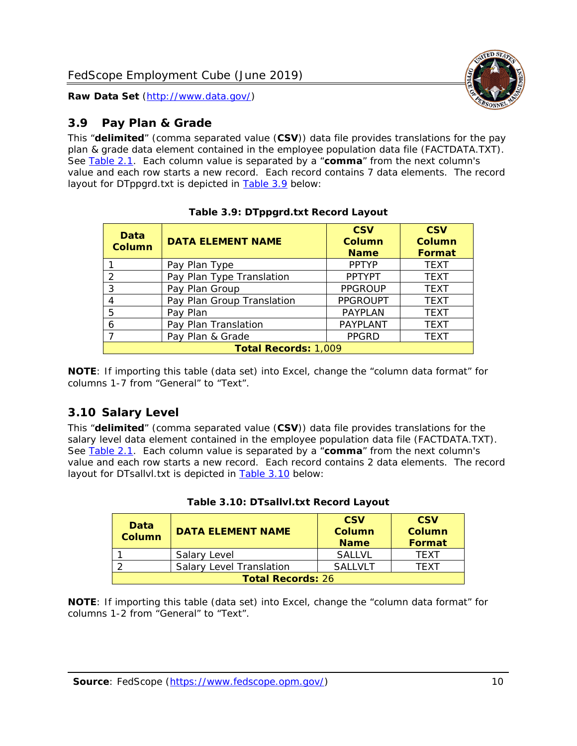## 3.9 Pay Plan & Grade

This "**delimited**" (comma separated value (**CSV**)) data file provides translations for the pay plan & grade data element contained in the employee population data file (FACTDATA.TXT). See Table 2.1. Each column value is separated by a "**comma**" from the next column's value and each row starts a new record. Each record contains 7 data elements. The record layout for DTppgrd.txt is depicted in Table 3.9 below:

**Table 3.9: DTppgrd.txt Record Layout**

| Data Column | DATA ELEMENT NAME | CSV Column Name | CSV Column Format |
|---|---|---|---|
| 1 | Pay Plan Type | PPTYP | TEXT |
| 2 | Pay Plan Type Translation | PPTYPT | TEXT |
| 3 | Pay Plan Group | PPGROUP | TEXT |
| 4 | Pay Plan Group Translation | PPGROUPT | TEXT |
| 5 | Pay Plan | PAYPLAN | TEXT |
| 6 | Pay Plan Translation | PAYPLANT | TEXT |
| 7 | Pay Plan & Grade | PPGRD | TEXT |
| **Total Records:** 1,009 | | | |

**NOTE**: If importing this table (data set) into Excel, change the "column data format" for columns 1-7 from "General" to "Text".

## 3.10 Salary Level

This "**delimited**" (comma separated value (**CSV**)) data file provides translations for the salary level data element contained in the employee population data file (FACTDATA.TXT). See Table 2.1. Each column value is separated by a "**comma**" from the next column's value and each row starts a new record. Each record contains 2 data elements. The record layout for DTsallvl.txt is depicted in Table 3.10 below:

**Table 3.10: DTsallvl.txt Record Layout**

| Data Column | DATA ELEMENT NAME | CSV Column Name | CSV Column Format |
|---|---|---|---|
| 1 | Salary Level | SALLVL | TEXT |
| 2 | Salary Level Translation | SALLVLT | TEXT |
| **Total Records:** 26 | | | |

**NOTE**: If importing this table (data set) into Excel, change the "column data format" for columns 1-2 from "General" to "Text".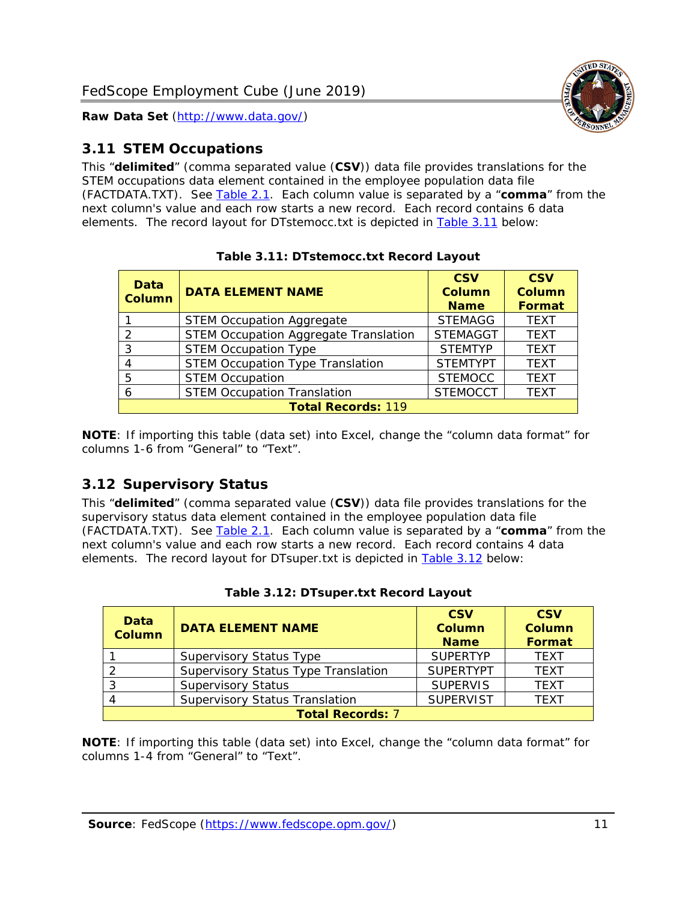## 3.11 STEM Occupations

This "**delimited**" (comma separated value (**CSV**)) data file provides translations for the STEM occupations data element contained in the employee population data file (FACTDATA.TXT). See Table 2.1. Each column value is separated by a "**comma**" from the next column's value and each row starts a new record. Each record contains 6 data elements. The record layout for DTstemocc.txt is depicted in Table 3.11 below:

**Table 3.11: DTstemocc.txt Record Layout**

| Data Column | DATA ELEMENT NAME | CSV Column Name | CSV Column Format |
|---|---|---|---|
| 1 | STEM Occupation Aggregate | STEMAGG | TEXT |
| 2 | STEM Occupation Aggregate Translation | STEMAGGT | TEXT |
| 3 | STEM Occupation Type | STEMTYP | TEXT |
| 4 | STEM Occupation Type Translation | STEMTYPT | TEXT |
| 5 | STEM Occupation | STEMOCC | TEXT |
| 6 | STEM Occupation Translation | STEMOCCT | TEXT |
| **Total Records:** 119 | | | |

**NOTE**: If importing this table (data set) into Excel, change the "column data format" for columns 1-6 from "General" to "Text".

## 3.12 Supervisory Status

This "**delimited**" (comma separated value (**CSV**)) data file provides translations for the supervisory status data element contained in the employee population data file (FACTDATA.TXT). See Table 2.1. Each column value is separated by a "**comma**" from the next column's value and each row starts a new record. Each record contains 4 data elements. The record layout for DTsuper.txt is depicted in Table 3.12 below:

**Table 3.12: DTsuper.txt Record Layout**

| Data Column | DATA ELEMENT NAME | CSV Column Name | CSV Column Format |
|---|---|---|---|
| 1 | Supervisory Status Type | SUPERTYP | TEXT |
| 2 | Supervisory Status Type Translation | SUPERTYPT | TEXT |
| 3 | Supervisory Status | SUPERVIS | TEXT |
| 4 | Supervisory Status Translation | SUPERVIST | TEXT |
| **Total Records:** 7 | | | |

**NOTE**: If importing this table (data set) into Excel, change the "column data format" for columns 1-4 from "General" to "Text".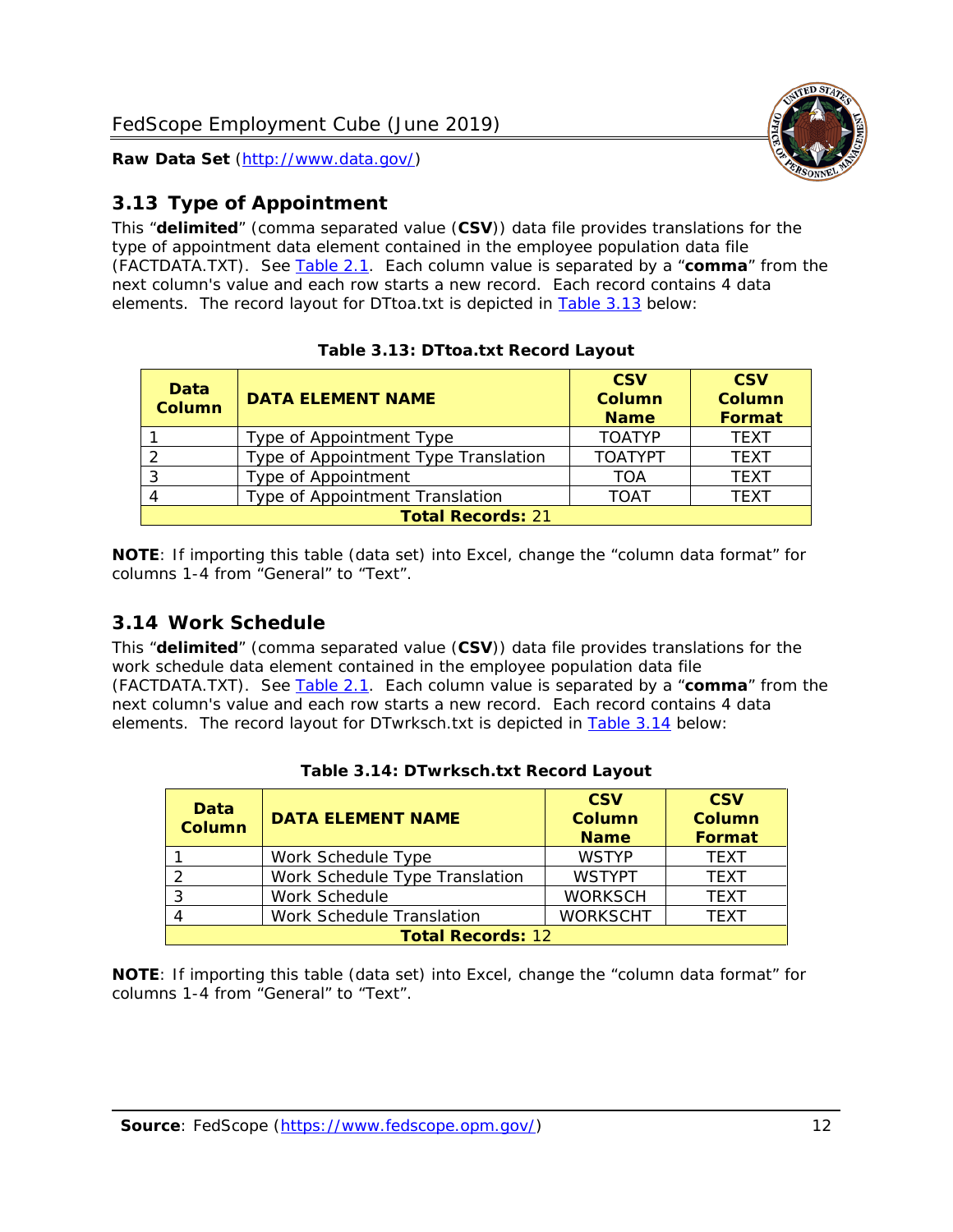## 3.13 Type of Appointment

This "**delimited**" (comma separated value (**CSV**)) data file provides translations for the type of appointment data element contained in the employee population data file (FACTDATA.TXT). See [Table 2.1](). Each column value is separated by a "**comma**" from the next column's value and each row starts a new record. Each record contains 4 data elements. The record layout for DTtoa.txt is depicted in [Table 3.13]() below:

**Table 3.13: DTtoa.txt Record Layout**

| Data Column | DATA ELEMENT NAME | CSV Column Name | CSV Column Format |
|---|---|---|---|
| 1 | Type of Appointment Type | TOATYP | TEXT |
| 2 | Type of Appointment Type Translation | TOATYPT | TEXT |
| 3 | Type of Appointment | TOA | TEXT |
| 4 | Type of Appointment Translation | TOAT | TEXT |
| **Total Records:** 21 | | | |

**NOTE**: If importing this table (data set) into Excel, change the "column data format" for columns 1-4 from "General" to "Text".

## 3.14 Work Schedule

This "**delimited**" (comma separated value (**CSV**)) data file provides translations for the work schedule data element contained in the employee population data file (FACTDATA.TXT). See [Table 2.1](). Each column value is separated by a "**comma**" from the next column's value and each row starts a new record. Each record contains 4 data elements. The record layout for DTwrksch.txt is depicted in [Table 3.14]() below:

**Table 3.14: DTwrksch.txt Record Layout**

| Data Column | DATA ELEMENT NAME | CSV Column Name | CSV Column Format |
|---|---|---|---|
| 1 | Work Schedule Type | WSTYP | TEXT |
| 2 | Work Schedule Type Translation | WSTYPT | TEXT |
| 3 | Work Schedule | WORKSCH | TEXT |
| 4 | Work Schedule Translation | WORKSCHT | TEXT |
| **Total Records:** 12 | | | |

**NOTE**: If importing this table (data set) into Excel, change the "column data format" for columns 1-4 from "General" to "Text".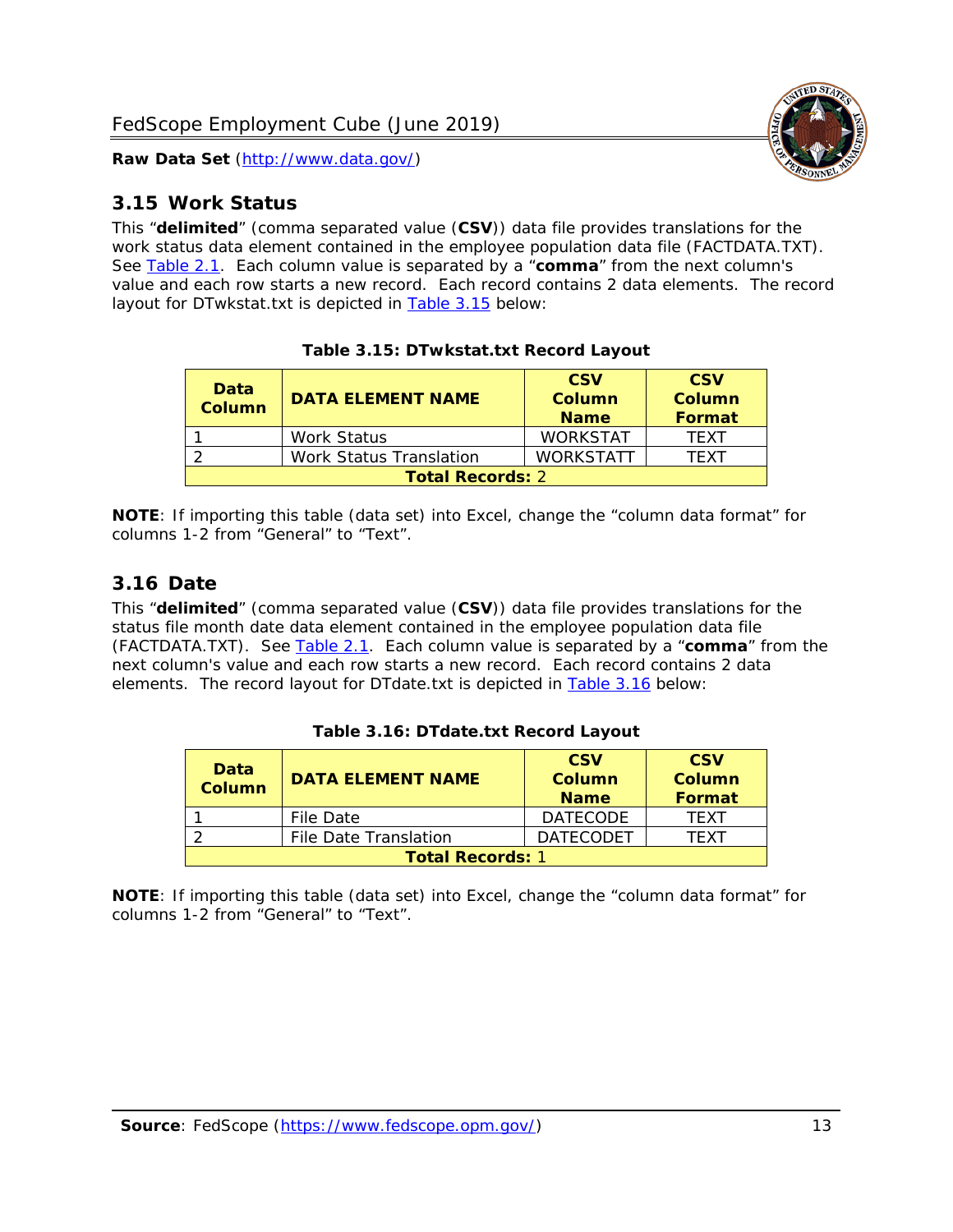## 3.15 Work Status

This “**delimited**” (comma separated value (**CSV**)) data file provides translations for the work status data element contained in the employee population data file (FACTDATA.TXT). See Table 2.1. Each column value is separated by a “**comma**” from the next column's value and each row starts a new record. Each record contains 2 data elements. The record layout for DTwkstat.txt is depicted in Table 3.15 below:

**Table 3.15: DTwkstat.txt Record Layout**

| Data Column | DATA ELEMENT NAME | CSV Column Name | CSV Column Format |
|---|---|---|---|
| 1 | Work Status | WORKSTAT | TEXT |
| 2 | Work Status Translation | WORKSTATT | TEXT |
| **Total Records:** 2 | | | |

**NOTE**: If importing this table (data set) into Excel, change the “column data format” for columns 1-2 from “General” to “Text”.

## 3.16 Date

This “**delimited**” (comma separated value (**CSV**)) data file provides translations for the status file month date data element contained in the employee population data file (FACTDATA.TXT). See Table 2.1. Each column value is separated by a “**comma**” from the next column's value and each row starts a new record. Each record contains 2 data elements. The record layout for DTdate.txt is depicted in Table 3.16 below:

**Table 3.16: DTdate.txt Record Layout**

| Data Column | DATA ELEMENT NAME | CSV Column Name | CSV Column Format |
|---|---|---|---|
| 1 | File Date | DATECODE | TEXT |
| 2 | File Date Translation | DATECODET | TEXT |
| **Total Records:** 1 | | | |

**NOTE**: If importing this table (data set) into Excel, change the “column data format” for columns 1-2 from “General” to “Text”.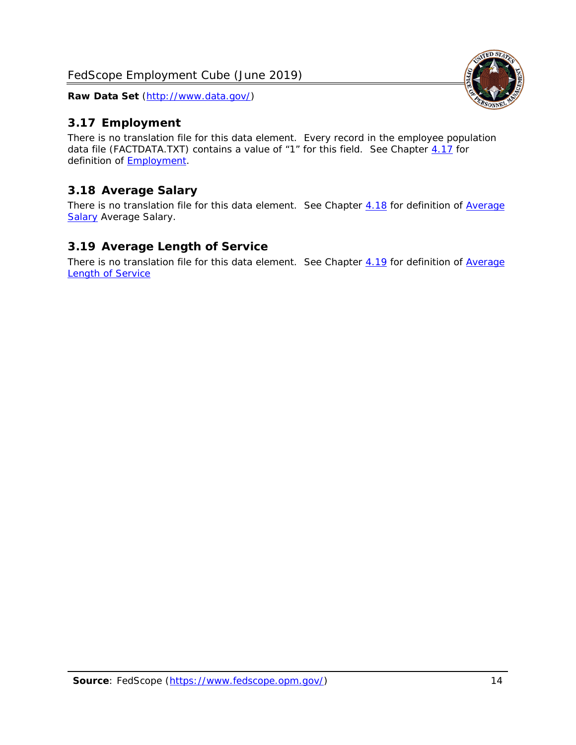## 3.17 Employment

There is no translation file for this data element. Every record in the employee population data file (FACTDATA.TXT) contains a value of "1" for this field. See Chapter 4.17 for definition of Employment.

## 3.18 Average Salary

There is no translation file for this data element. See Chapter 4.18 for definition of Average Salary Average Salary.

## 3.19 Average Length of Service

There is no translation file for this data element. See Chapter 4.19 for definition of Average Length of Service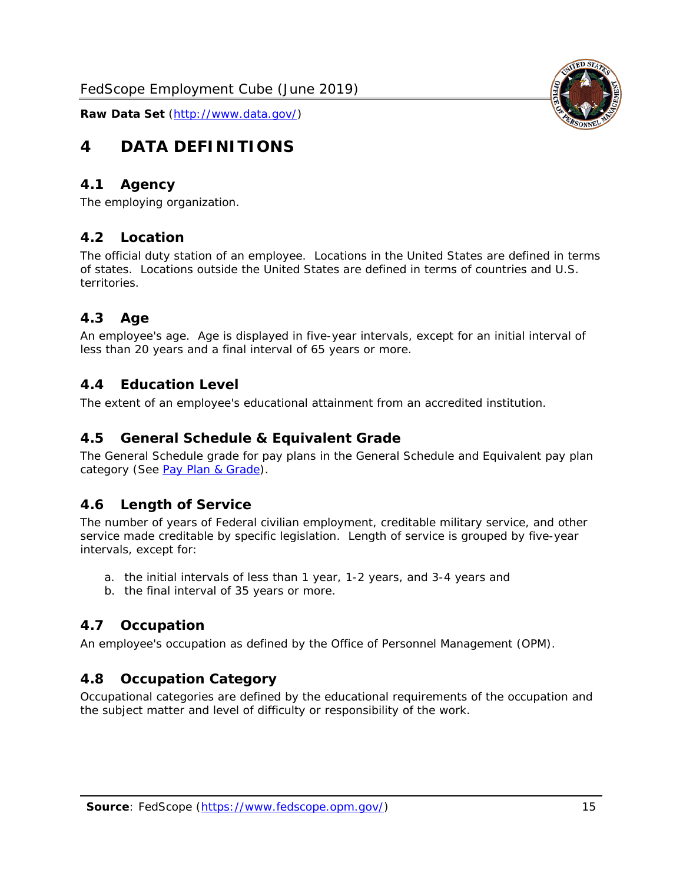# 4 DATA DEFINITIONS

## 4.1 Agency

The employing organization.

## 4.2 Location

The official duty station of an employee.  Locations in the United States are defined in terms of states.  Locations outside the United States are defined in terms of countries and U.S. territories.

## 4.3 Age

An employee's age.  Age is displayed in five-year intervals, except for an initial interval of less than 20 years and a final interval of 65 years or more.

## 4.4 Education Level

The extent of an employee's educational attainment from an accredited institution.

## 4.5 General Schedule & Equivalent Grade

The General Schedule grade for pay plans in the General Schedule and Equivalent pay plan category (See Pay Plan & Grade).

## 4.6 Length of Service

The number of years of Federal civilian employment, creditable military service, and other service made creditable by specific legislation.  Length of service is grouped by five-year intervals, except for:

a. the initial intervals of less than 1 year, 1-2 years, and 3-4 years and
b. the final interval of 35 years or more.

## 4.7 Occupation

An employee's occupation as defined by the Office of Personnel Management (OPM).

## 4.8 Occupation Category

Occupational categories are defined by the educational requirements of the occupation and the subject matter and level of difficulty or responsibility of the work.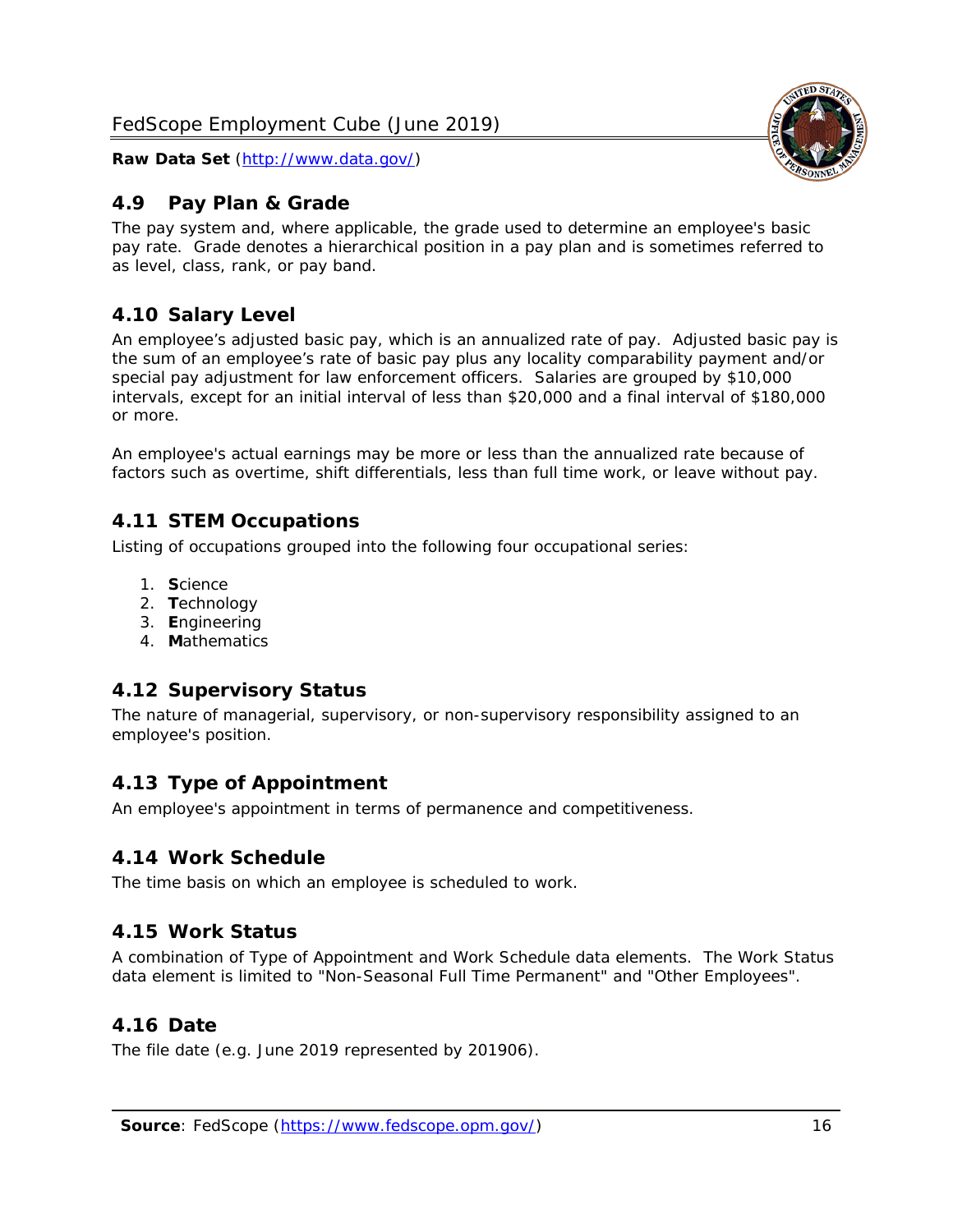## 4.9 Pay Plan & Grade

The pay system and, where applicable, the grade used to determine an employee's basic pay rate. Grade denotes a hierarchical position in a pay plan and is sometimes referred to as level, class, rank, or pay band.

## 4.10 Salary Level

An employee's adjusted basic pay, which is an annualized rate of pay. Adjusted basic pay is the sum of an employee's rate of basic pay plus any locality comparability payment and/or special pay adjustment for law enforcement officers. Salaries are grouped by $10,000 intervals, except for an initial interval of less than $20,000 and a final interval of $180,000 or more.

An employee's actual earnings may be more or less than the annualized rate because of factors such as overtime, shift differentials, less than full time work, or leave without pay.

## 4.11 STEM Occupations

Listing of occupations grouped into the following four occupational series:

1. **S**cience
2. **T**echnology
3. **E**ngineering
4. **M**athematics

## 4.12 Supervisory Status

The nature of managerial, supervisory, or non-supervisory responsibility assigned to an employee's position.

## 4.13 Type of Appointment

An employee's appointment in terms of permanence and competitiveness.

## 4.14 Work Schedule

The time basis on which an employee is scheduled to work.

## 4.15 Work Status

A combination of Type of Appointment and Work Schedule data elements. The Work Status data element is limited to "Non-Seasonal Full Time Permanent" and "Other Employees".

## 4.16 Date

The file date (e.g. June 2019 represented by 201906).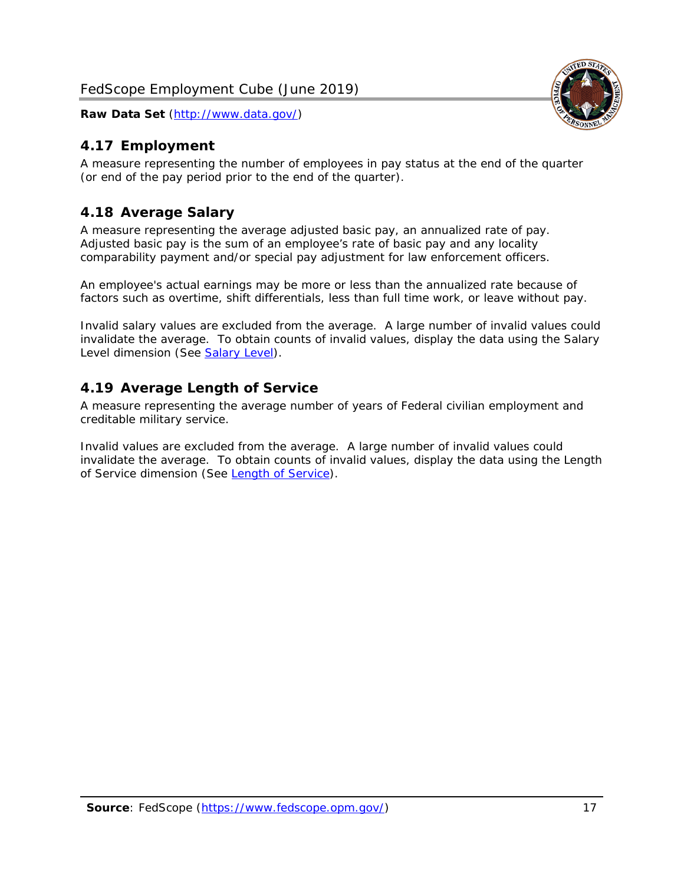## 4.17 Employment

A measure representing the number of employees in pay status at the end of the quarter (or end of the pay period prior to the end of the quarter).

## 4.18 Average Salary

A measure representing the average adjusted basic pay, an annualized rate of pay. Adjusted basic pay is the sum of an employee's rate of basic pay and any locality comparability payment and/or special pay adjustment for law enforcement officers.

An employee's actual earnings may be more or less than the annualized rate because of factors such as overtime, shift differentials, less than full time work, or leave without pay.

Invalid salary values are excluded from the average. A large number of invalid values could invalidate the average. To obtain counts of invalid values, display the data using the Salary Level dimension (See Salary Level).

## 4.19 Average Length of Service

A measure representing the average number of years of Federal civilian employment and creditable military service.

Invalid values are excluded from the average. A large number of invalid values could invalidate the average. To obtain counts of invalid values, display the data using the Length of Service dimension (See Length of Service).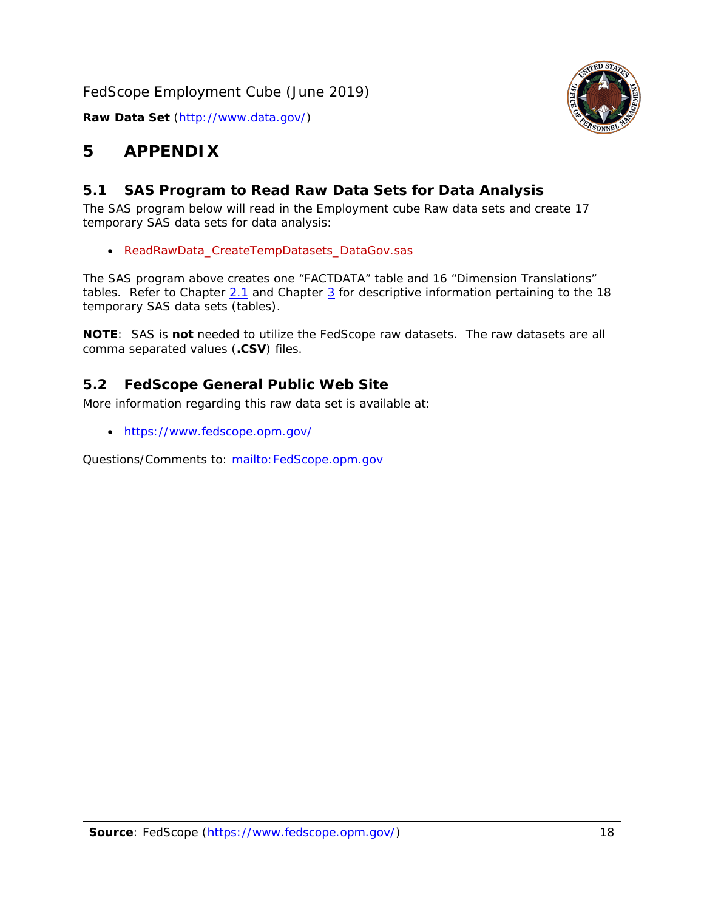# 5 APPENDIX

## 5.1 SAS Program to Read Raw Data Sets for Data Analysis

The SAS program below will read in the Employment cube Raw data sets and create 17 temporary SAS data sets for data analysis:

- ReadRawData_CreateTempDatasets_DataGov.sas

The SAS program above creates one "FACTDATA" table and 16 "Dimension Translations" tables. Refer to Chapter 2.1 and Chapter 3 for descriptive information pertaining to the 18 temporary SAS data sets (tables).

**NOTE**: SAS is **not** needed to utilize the FedScope raw datasets. The raw datasets are all comma separated values (**.CSV**) files.

## 5.2 FedScope General Public Web Site

More information regarding this raw data set is available at:

- https://www.fedscope.opm.gov/

Questions/Comments to: mailto:FedScope.opm.gov